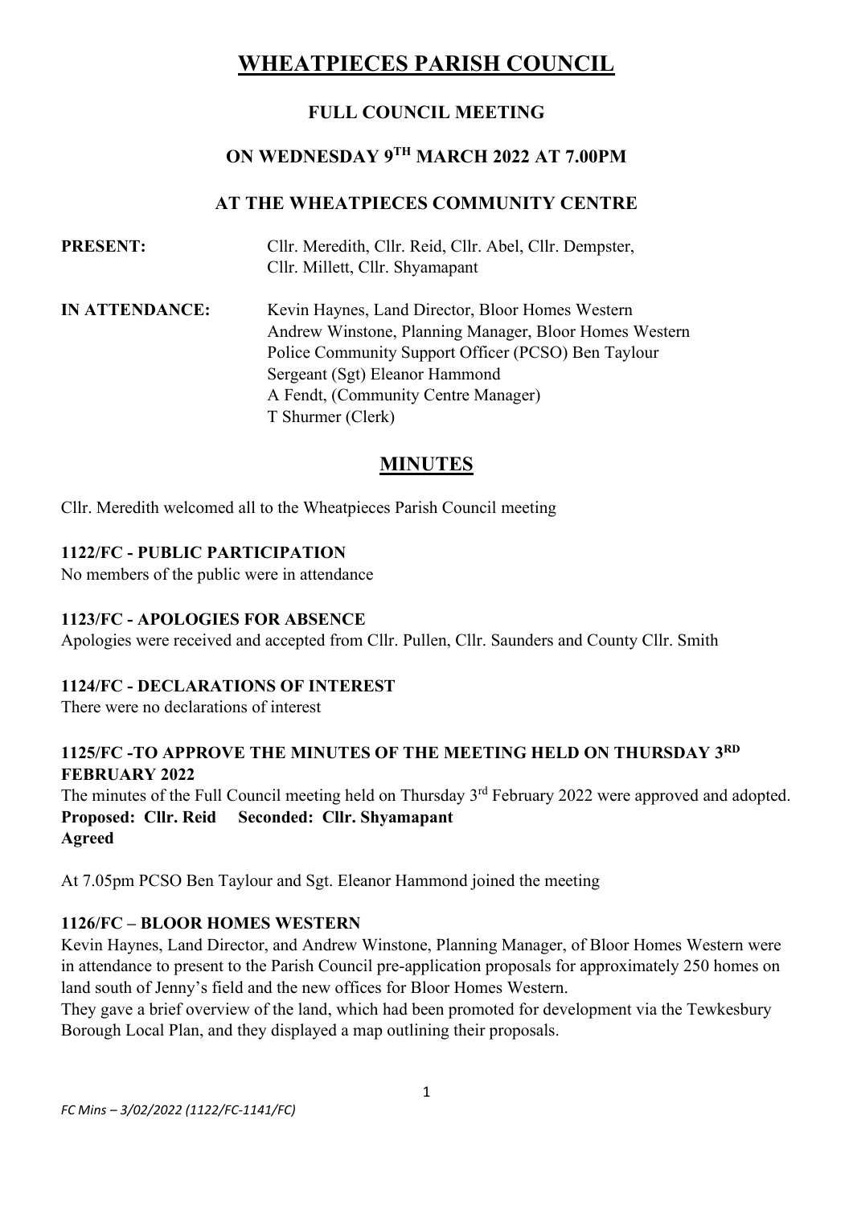# WHEATPIECES PARISH COUNCIL

## FULL COUNCIL MEETING

## ON WEDNESDAY 9TH MARCH 2022 AT 7.00PM

## AT THE WHEATPIECES COMMUNITY CENTRE

**PRESENT:** Cllr. Meredith, Cllr. Reid, Cllr. Abel, Cllr. Dempster, Cllr. Millett, Cllr. Shyamapant

**IN ATTENDANCE:** Kevin Haynes, Land Director, Bloor Homes Western
Andrew Winstone, Planning Manager, Bloor Homes Western
Police Community Support Officer (PCSO) Ben Taylour
Sergeant (Sgt) Eleanor Hammond
A Fendt, (Community Centre Manager)
T Shurmer (Clerk)

## MINUTES

Cllr. Meredith welcomed all to the Wheatpieces Parish Council meeting

### 1122/FC - PUBLIC PARTICIPATION

No members of the public were in attendance

### 1123/FC - APOLOGIES FOR ABSENCE

Apologies were received and accepted from Cllr. Pullen, Cllr. Saunders and County Cllr. Smith

### 1124/FC - DECLARATIONS OF INTEREST

There were no declarations of interest

### 1125/FC -TO APPROVE THE MINUTES OF THE MEETING HELD ON THURSDAY 3RD FEBRUARY 2022

The minutes of the Full Council meeting held on Thursday 3rd February 2022 were approved and adopted.

**Proposed: Cllr. Reid Seconded: Cllr. Shyamapant**
**Agreed**

At 7.05pm PCSO Ben Taylour and Sgt. Eleanor Hammond joined the meeting

### 1126/FC – BLOOR HOMES WESTERN

Kevin Haynes, Land Director, and Andrew Winstone, Planning Manager, of Bloor Homes Western were in attendance to present to the Parish Council pre-application proposals for approximately 250 homes on land south of Jenny's field and the new offices for Bloor Homes Western.

They gave a brief overview of the land, which had been promoted for development via the Tewkesbury Borough Local Plan, and they displayed a map outlining their proposals.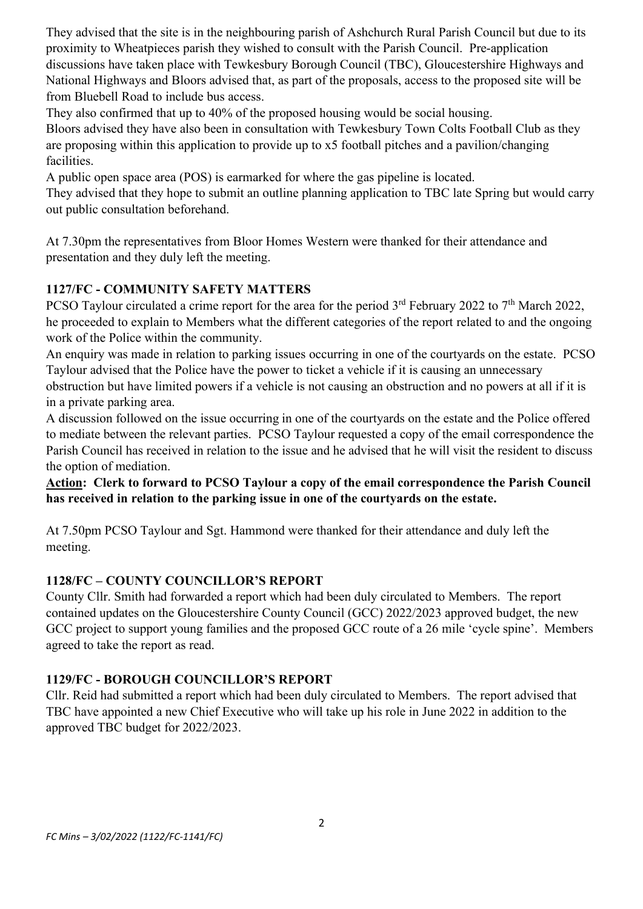They advised that the site is in the neighbouring parish of Ashchurch Rural Parish Council but due to its proximity to Wheatpieces parish they wished to consult with the Parish Council. Pre-application discussions have taken place with Tewkesbury Borough Council (TBC), Gloucestershire Highways and National Highways and Bloors advised that, as part of the proposals, access to the proposed site will be from Bluebell Road to include bus access.

They also confirmed that up to 40% of the proposed housing would be social housing.

Bloors advised they have also been in consultation with Tewkesbury Town Colts Football Club as they are proposing within this application to provide up to x5 football pitches and a pavilion/changing facilities.

A public open space area (POS) is earmarked for where the gas pipeline is located.

They advised that they hope to submit an outline planning application to TBC late Spring but would carry out public consultation beforehand.

At 7.30pm the representatives from Bloor Homes Western were thanked for their attendance and presentation and they duly left the meeting.

## 1127/FC - COMMUNITY SAFETY MATTERS

PCSO Taylour circulated a crime report for the area for the period 3rd February 2022 to 7th March 2022, he proceeded to explain to Members what the different categories of the report related to and the ongoing work of the Police within the community.

An enquiry was made in relation to parking issues occurring in one of the courtyards on the estate. PCSO Taylour advised that the Police have the power to ticket a vehicle if it is causing an unnecessary obstruction but have limited powers if a vehicle is not causing an obstruction and no powers at all if it is in a private parking area.

A discussion followed on the issue occurring in one of the courtyards on the estate and the Police offered to mediate between the relevant parties. PCSO Taylour requested a copy of the email correspondence the Parish Council has received in relation to the issue and he advised that he will visit the resident to discuss the option of mediation.

**Action: Clerk to forward to PCSO Taylour a copy of the email correspondence the Parish Council has received in relation to the parking issue in one of the courtyards on the estate.**

At 7.50pm PCSO Taylour and Sgt. Hammond were thanked for their attendance and duly left the meeting.

## 1128/FC – COUNTY COUNCILLOR'S REPORT

County Cllr. Smith had forwarded a report which had been duly circulated to Members. The report contained updates on the Gloucestershire County Council (GCC) 2022/2023 approved budget, the new GCC project to support young families and the proposed GCC route of a 26 mile 'cycle spine'. Members agreed to take the report as read.

## 1129/FC - BOROUGH COUNCILLOR'S REPORT

Cllr. Reid had submitted a report which had been duly circulated to Members. The report advised that TBC have appointed a new Chief Executive who will take up his role in June 2022 in addition to the approved TBC budget for 2022/2023.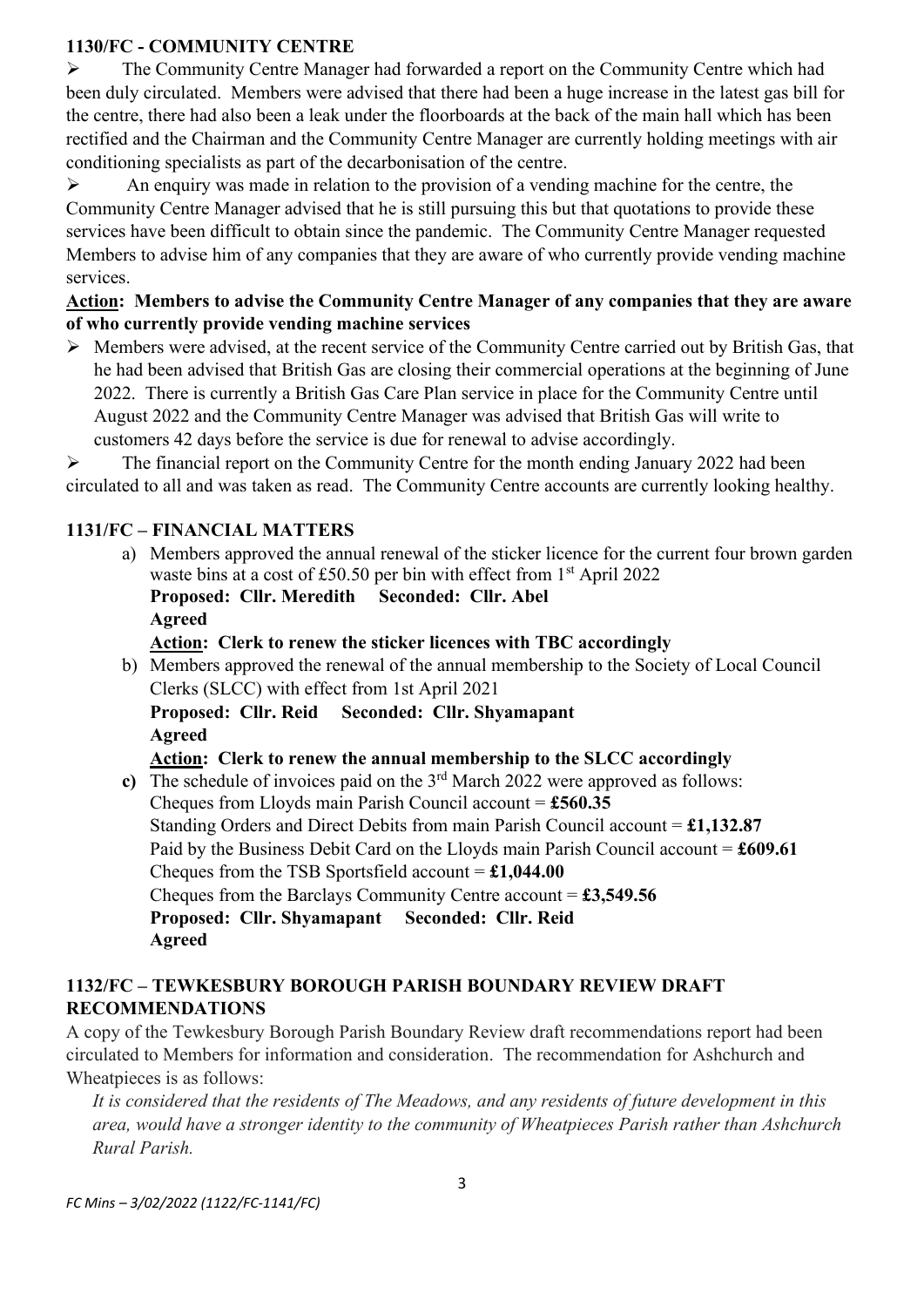### 1130/FC - COMMUNITY CENTRE

- The Community Centre Manager had forwarded a report on the Community Centre which had been duly circulated. Members were advised that there had been a huge increase in the latest gas bill for the centre, there had also been a leak under the floorboards at the back of the main hall which has been rectified and the Chairman and the Community Centre Manager are currently holding meetings with air conditioning specialists as part of the decarbonisation of the centre.
- An enquiry was made in relation to the provision of a vending machine for the centre, the Community Centre Manager advised that he is still pursuing this but that quotations to provide these services have been difficult to obtain since the pandemic. The Community Centre Manager requested Members to advise him of any companies that they are aware of who currently provide vending machine services.

**<u>Action</u>: Members to advise the Community Centre Manager of any companies that they are aware of who currently provide vending machine services**

- Members were advised, at the recent service of the Community Centre carried out by British Gas, that he had been advised that British Gas are closing their commercial operations at the beginning of June 2022. There is currently a British Gas Care Plan service in place for the Community Centre until August 2022 and the Community Centre Manager was advised that British Gas will write to customers 42 days before the service is due for renewal to advise accordingly.
- The financial report on the Community Centre for the month ending January 2022 had been circulated to all and was taken as read. The Community Centre accounts are currently looking healthy.

### 1131/FC – FINANCIAL MATTERS

a) Members approved the annual renewal of the sticker licence for the current four brown garden waste bins at a cost of £50.50 per bin with effect from 1st April 2022
**Proposed: Cllr. Meredith Seconded: Cllr. Abel**
**Agreed**
**<u>Action</u>: Clerk to renew the sticker licences with TBC accordingly**

b) Members approved the renewal of the annual membership to the Society of Local Council Clerks (SLCC) with effect from 1st April 2021
**Proposed: Cllr. Reid Seconded: Cllr. Shyamapant**
**Agreed**
**<u>Action</u>: Clerk to renew the annual membership to the SLCC accordingly**

**c)** The schedule of invoices paid on the 3rd March 2022 were approved as follows:
Cheques from Lloyds main Parish Council account = **£560.35**
Standing Orders and Direct Debits from main Parish Council account = **£1,132.87**
Paid by the Business Debit Card on the Lloyds main Parish Council account = **£609.61**
Cheques from the TSB Sportsfield account = **£1,044.00**
Cheques from the Barclays Community Centre account = **£3,549.56**
**Proposed: Cllr. Shyamapant Seconded: Cllr. Reid**
**Agreed**

### 1132/FC – TEWKESBURY BOROUGH PARISH BOUNDARY REVIEW DRAFT RECOMMENDATIONS

A copy of the Tewkesbury Borough Parish Boundary Review draft recommendations report had been circulated to Members for information and consideration. The recommendation for Ashchurch and Wheatpieces is as follows:

*It is considered that the residents of The Meadows, and any residents of future development in this area, would have a stronger identity to the community of Wheatpieces Parish rather than Ashchurch Rural Parish.*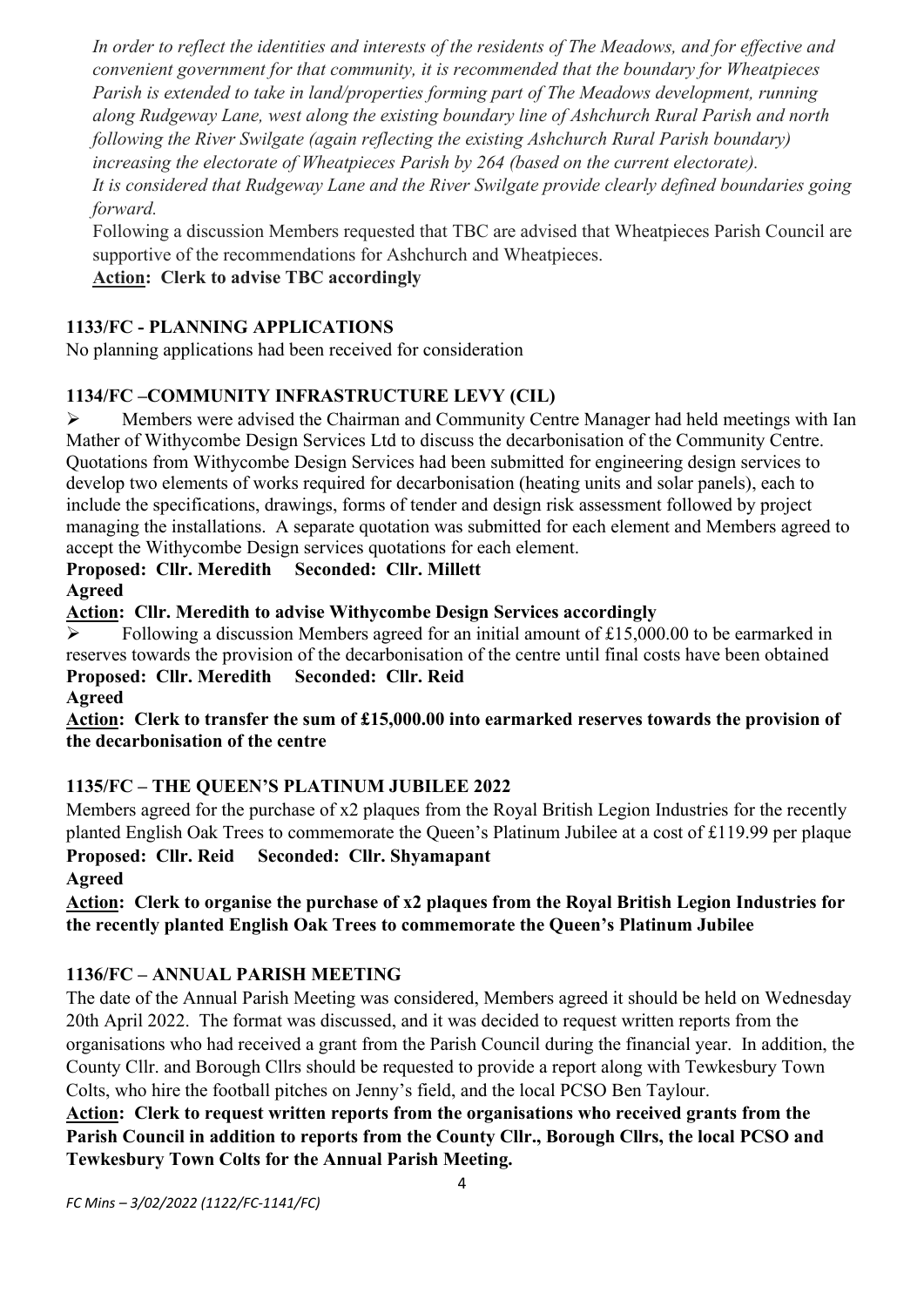*In order to reflect the identities and interests of the residents of The Meadows, and for effective and convenient government for that community, it is recommended that the boundary for Wheatpieces Parish is extended to take in land/properties forming part of The Meadows development, running along Rudgeway Lane, west along the existing boundary line of Ashchurch Rural Parish and north following the River Swilgate (again reflecting the existing Ashchurch Rural Parish boundary) increasing the electorate of Wheatpieces Parish by 264 (based on the current electorate).*
*It is considered that Rudgeway Lane and the River Swilgate provide clearly defined boundaries going forward.*

Following a discussion Members requested that TBC are advised that Wheatpieces Parish Council are supportive of the recommendations for Ashchurch and Wheatpieces.

**Action: Clerk to advise TBC accordingly**

## 1133/FC - PLANNING APPLICATIONS

No planning applications had been received for consideration

## 1134/FC –COMMUNITY INFRASTRUCTURE LEVY (CIL)

- Members were advised the Chairman and Community Centre Manager had held meetings with Ian Mather of Withycombe Design Services Ltd to discuss the decarbonisation of the Community Centre. Quotations from Withycombe Design Services had been submitted for engineering design services to develop two elements of works required for decarbonisation (heating units and solar panels), each to include the specifications, drawings, forms of tender and design risk assessment followed by project managing the installations. A separate quotation was submitted for each element and Members agreed to accept the Withycombe Design services quotations for each element.

**Proposed: Cllr. Meredith Seconded: Cllr. Millett**
**Agreed**
**Action: Cllr. Meredith to advise Withycombe Design Services accordingly**

- Following a discussion Members agreed for an initial amount of £15,000.00 to be earmarked in reserves towards the provision of the decarbonisation of the centre until final costs have been obtained

**Proposed: Cllr. Meredith Seconded: Cllr. Reid**
**Agreed**
**Action: Clerk to transfer the sum of £15,000.00 into earmarked reserves towards the provision of the decarbonisation of the centre**

## 1135/FC – THE QUEEN'S PLATINUM JUBILEE 2022

Members agreed for the purchase of x2 plaques from the Royal British Legion Industries for the recently planted English Oak Trees to commemorate the Queen's Platinum Jubilee at a cost of £119.99 per plaque

**Proposed: Cllr. Reid Seconded: Cllr. Shyamapant**
**Agreed**
**Action: Clerk to organise the purchase of x2 plaques from the Royal British Legion Industries for the recently planted English Oak Trees to commemorate the Queen's Platinum Jubilee**

## 1136/FC – ANNUAL PARISH MEETING

The date of the Annual Parish Meeting was considered, Members agreed it should be held on Wednesday 20th April 2022. The format was discussed, and it was decided to request written reports from the organisations who had received a grant from the Parish Council during the financial year. In addition, the County Cllr. and Borough Cllrs should be requested to provide a report along with Tewkesbury Town Colts, who hire the football pitches on Jenny's field, and the local PCSO Ben Taylour.

**Action: Clerk to request written reports from the organisations who received grants from the Parish Council in addition to reports from the County Cllr., Borough Cllrs, the local PCSO and Tewkesbury Town Colts for the Annual Parish Meeting.**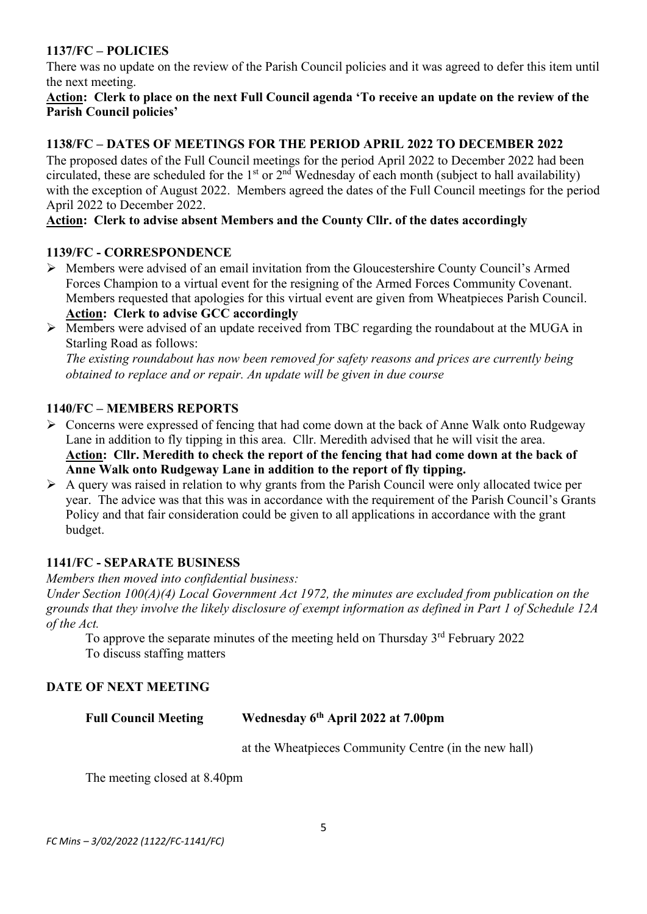### 1137/FC – POLICIES

There was no update on the review of the Parish Council policies and it was agreed to defer this item until the next meeting.

**Action: Clerk to place on the next Full Council agenda 'To receive an update on the review of the Parish Council policies'**

### 1138/FC – DATES OF MEETINGS FOR THE PERIOD APRIL 2022 TO DECEMBER 2022

The proposed dates of the Full Council meetings for the period April 2022 to December 2022 had been circulated, these are scheduled for the 1st or 2nd Wednesday of each month (subject to hall availability) with the exception of August 2022. Members agreed the dates of the Full Council meetings for the period April 2022 to December 2022.

**Action: Clerk to advise absent Members and the County Cllr. of the dates accordingly**

### 1139/FC - CORRESPONDENCE

- Members were advised of an email invitation from the Gloucestershire County Council's Armed Forces Champion to a virtual event for the resigning of the Armed Forces Community Covenant. Members requested that apologies for this virtual event are given from Wheatpieces Parish Council.
  **Action: Clerk to advise GCC accordingly**
- Members were advised of an update received from TBC regarding the roundabout at the MUGA in Starling Road as follows:
  *The existing roundabout has now been removed for safety reasons and prices are currently being obtained to replace and or repair. An update will be given in due course*

### 1140/FC – MEMBERS REPORTS

- Concerns were expressed of fencing that had come down at the back of Anne Walk onto Rudgeway Lane in addition to fly tipping in this area. Cllr. Meredith advised that he will visit the area.
  **Action: Cllr. Meredith to check the report of the fencing that had come down at the back of Anne Walk onto Rudgeway Lane in addition to the report of fly tipping.**
- A query was raised in relation to why grants from the Parish Council were only allocated twice per year. The advice was that this was in accordance with the requirement of the Parish Council's Grants Policy and that fair consideration could be given to all applications in accordance with the grant budget.

### 1141/FC - SEPARATE BUSINESS

*Members then moved into confidential business:*

*Under Section 100(A)(4) Local Government Act 1972, the minutes are excluded from publication on the grounds that they involve the likely disclosure of exempt information as defined in Part 1 of Schedule 12A of the Act.*

To approve the separate minutes of the meeting held on Thursday 3rd February 2022
To discuss staffing matters

### DATE OF NEXT MEETING

**Full Council Meeting** **Wednesday 6th April 2022 at 7.00pm**

at the Wheatpieces Community Centre (in the new hall)

The meeting closed at 8.40pm

*FC Mins – 3/02/2022 (1122/FC-1141/FC)*